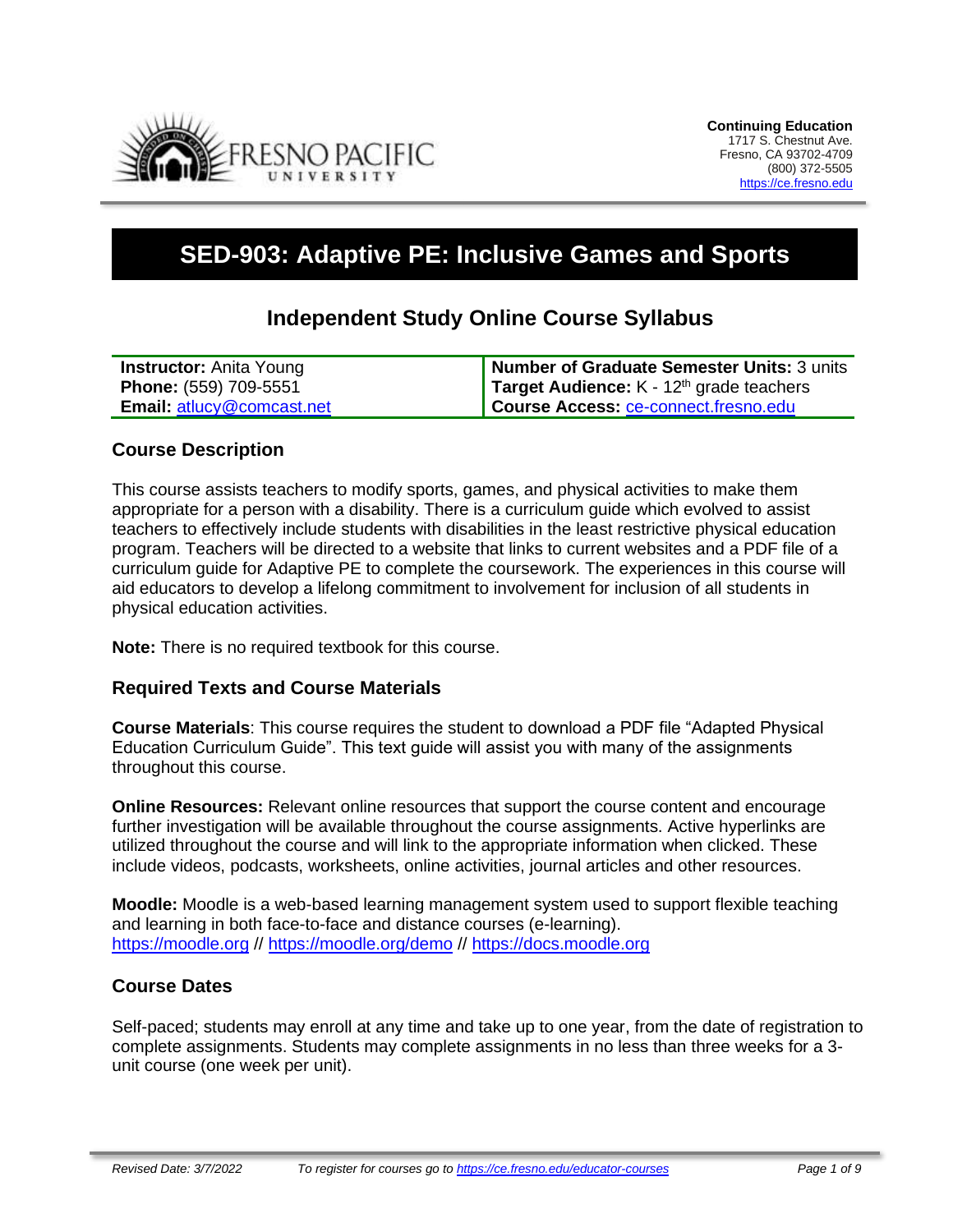**Continuing Education**
1717 S. Chestnut Ave.
Fresno, CA 93702-4709
(800) 372-5505
https://ce.fresno.edu

# SED-903: Adaptive PE: Inclusive Games and Sports

## Independent Study Online Course Syllabus

| | |
|---|---|
| **Instructor:** Anita Young | **Number of Graduate Semester Units:** 3 units |
| **Phone:** (559) 709-5551 | **Target Audience:** K - 12th grade teachers |
| **Email:** atlucy@comcast.net | **Course Access:** ce-connect.fresno.edu |

### Course Description

This course assists teachers to modify sports, games, and physical activities to make them appropriate for a person with a disability. There is a curriculum guide which evolved to assist teachers to effectively include students with disabilities in the least restrictive physical education program. Teachers will be directed to a website that links to current websites and a PDF file of a curriculum guide for Adaptive PE to complete the coursework. The experiences in this course will aid educators to develop a lifelong commitment to involvement for inclusion of all students in physical education activities.

**Note:** There is no required textbook for this course.

### Required Texts and Course Materials

**Course Materials**: This course requires the student to download a PDF file "Adapted Physical Education Curriculum Guide". This text guide will assist you with many of the assignments throughout this course.

**Online Resources:** Relevant online resources that support the course content and encourage further investigation will be available throughout the course assignments. Active hyperlinks are utilized throughout the course and will link to the appropriate information when clicked. These include videos, podcasts, worksheets, online activities, journal articles and other resources.

**Moodle:** Moodle is a web-based learning management system used to support flexible teaching and learning in both face-to-face and distance courses (e-learning).
https://moodle.org // https://moodle.org/demo // https://docs.moodle.org

### Course Dates

Self-paced; students may enroll at any time and take up to one year, from the date of registration to complete assignments. Students may complete assignments in no less than three weeks for a 3-unit course (one week per unit).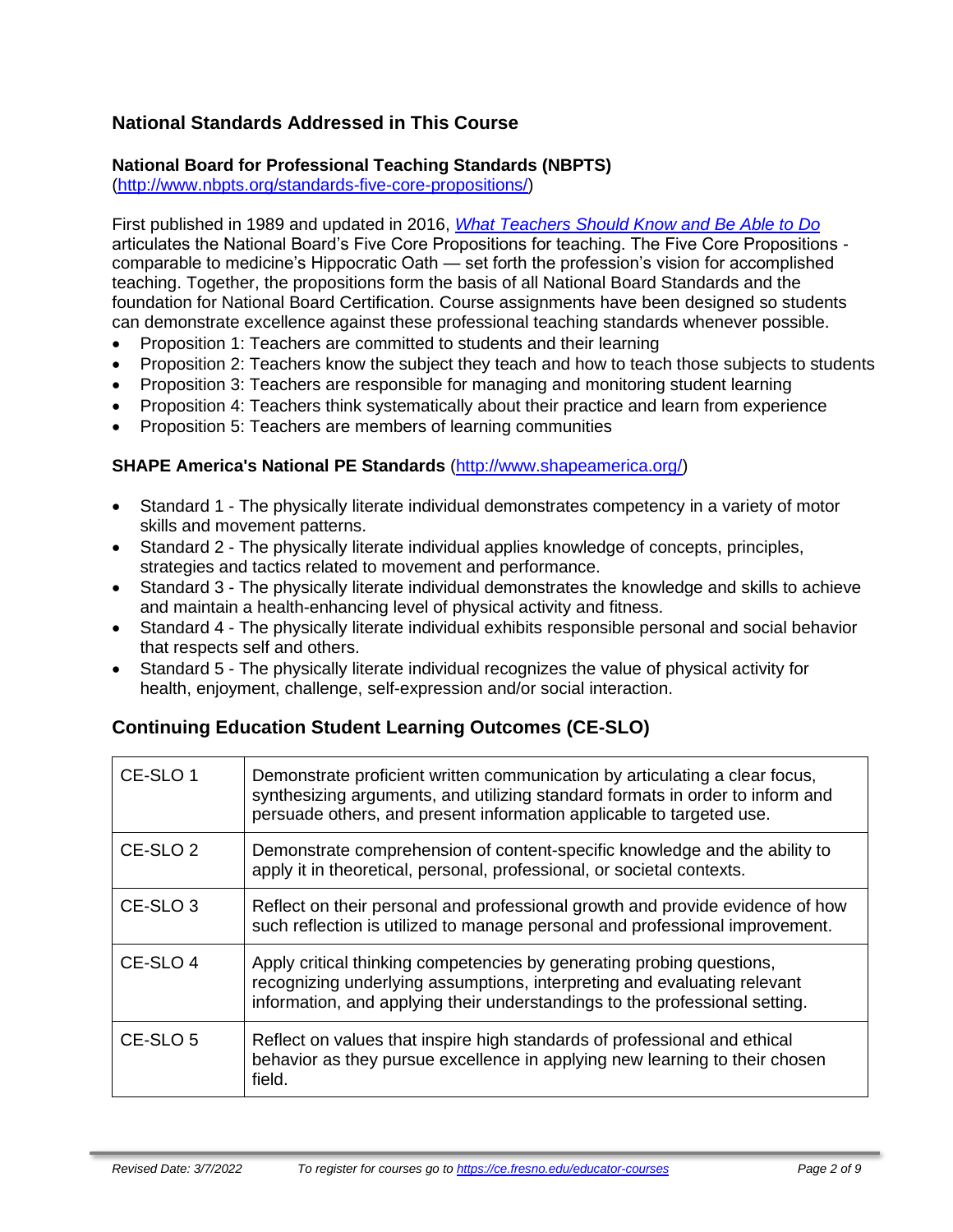## National Standards Addressed in This Course

### National Board for Professional Teaching Standards (NBPTS)

(http://www.nbpts.org/standards-five-core-propositions/)

First published in 1989 and updated in 2016, *What Teachers Should Know and Be Able to Do* articulates the National Board's Five Core Propositions for teaching. The Five Core Propositions - comparable to medicine's Hippocratic Oath — set forth the profession's vision for accomplished teaching. Together, the propositions form the basis of all National Board Standards and the foundation for National Board Certification. Course assignments have been designed so students can demonstrate excellence against these professional teaching standards whenever possible.

- Proposition 1: Teachers are committed to students and their learning
- Proposition 2: Teachers know the subject they teach and how to teach those subjects to students
- Proposition 3: Teachers are responsible for managing and monitoring student learning
- Proposition 4: Teachers think systematically about their practice and learn from experience
- Proposition 5: Teachers are members of learning communities

### SHAPE America's National PE Standards (http://www.shapeamerica.org/)

- Standard 1 - The physically literate individual demonstrates competency in a variety of motor skills and movement patterns.
- Standard 2 - The physically literate individual applies knowledge of concepts, principles, strategies and tactics related to movement and performance.
- Standard 3 - The physically literate individual demonstrates the knowledge and skills to achieve and maintain a health-enhancing level of physical activity and fitness.
- Standard 4 - The physically literate individual exhibits responsible personal and social behavior that respects self and others.
- Standard 5 - The physically literate individual recognizes the value of physical activity for health, enjoyment, challenge, self-expression and/or social interaction.

## Continuing Education Student Learning Outcomes (CE-SLO)

| | |
|---|---|
| CE-SLO 1 | Demonstrate proficient written communication by articulating a clear focus, synthesizing arguments, and utilizing standard formats in order to inform and persuade others, and present information applicable to targeted use. |
| CE-SLO 2 | Demonstrate comprehension of content-specific knowledge and the ability to apply it in theoretical, personal, professional, or societal contexts. |
| CE-SLO 3 | Reflect on their personal and professional growth and provide evidence of how such reflection is utilized to manage personal and professional improvement. |
| CE-SLO 4 | Apply critical thinking competencies by generating probing questions, recognizing underlying assumptions, interpreting and evaluating relevant information, and applying their understandings to the professional setting. |
| CE-SLO 5 | Reflect on values that inspire high standards of professional and ethical behavior as they pursue excellence in applying new learning to their chosen field. |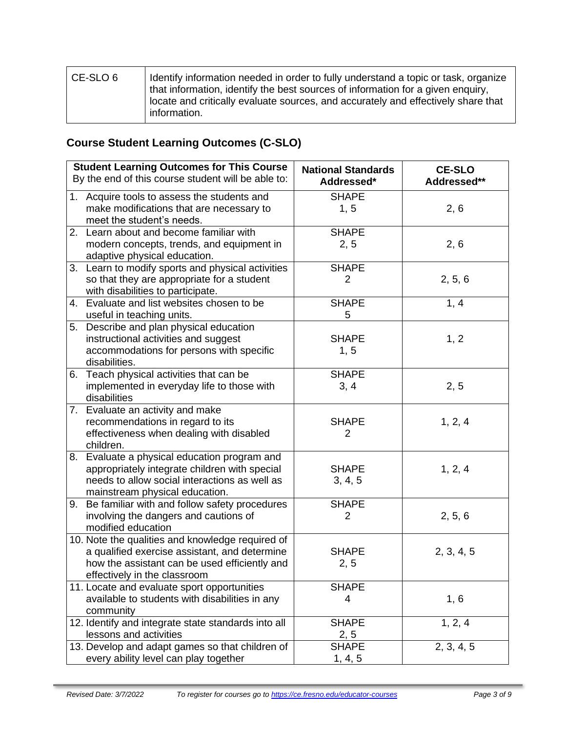| CE-SLO 6 | Identify information needed in order to fully understand a topic or task, organize that information, identify the best sources of information for a given enquiry, locate and critically evaluate sources, and accurately and effectively share that information. |
|---|---|

## Course Student Learning Outcomes (C-SLO)

| **Student Learning Outcomes for This Course** By the end of this course student will be able to: | **National Standards Addressed*** | **CE-SLO Addressed**** |
|---|---|---|
| 1. Acquire tools to assess the students and make modifications that are necessary to meet the student's needs. | SHAPE 1, 5 | 2, 6 |
| 2. Learn about and become familiar with modern concepts, trends, and equipment in adaptive physical education. | SHAPE 2, 5 | 2, 6 |
| 3. Learn to modify sports and physical activities so that they are appropriate for a student with disabilities to participate. | SHAPE 2 | 2, 5, 6 |
| 4. Evaluate and list websites chosen to be useful in teaching units. | SHAPE 5 | 1, 4 |
| 5. Describe and plan physical education instructional activities and suggest accommodations for persons with specific disabilities. | SHAPE 1, 5 | 1, 2 |
| 6. Teach physical activities that can be implemented in everyday life to those with disabilities | SHAPE 3, 4 | 2, 5 |
| 7. Evaluate an activity and make recommendations in regard to its effectiveness when dealing with disabled children. | SHAPE 2 | 1, 2, 4 |
| 8. Evaluate a physical education program and appropriately integrate children with special needs to allow social interactions as well as mainstream physical education. | SHAPE 3, 4, 5 | 1, 2, 4 |
| 9. Be familiar with and follow safety procedures involving the dangers and cautions of modified education | SHAPE 2 | 2, 5, 6 |
| 10. Note the qualities and knowledge required of a qualified exercise assistant, and determine how the assistant can be used efficiently and effectively in the classroom | SHAPE 2, 5 | 2, 3, 4, 5 |
| 11. Locate and evaluate sport opportunities available to students with disabilities in any community | SHAPE 4 | 1, 6 |
| 12. Identify and integrate state standards into all lessons and activities | SHAPE 2, 5 | 1, 2, 4 |
| 13. Develop and adapt games so that children of every ability level can play together | SHAPE 1, 4, 5 | 2, 3, 4, 5 |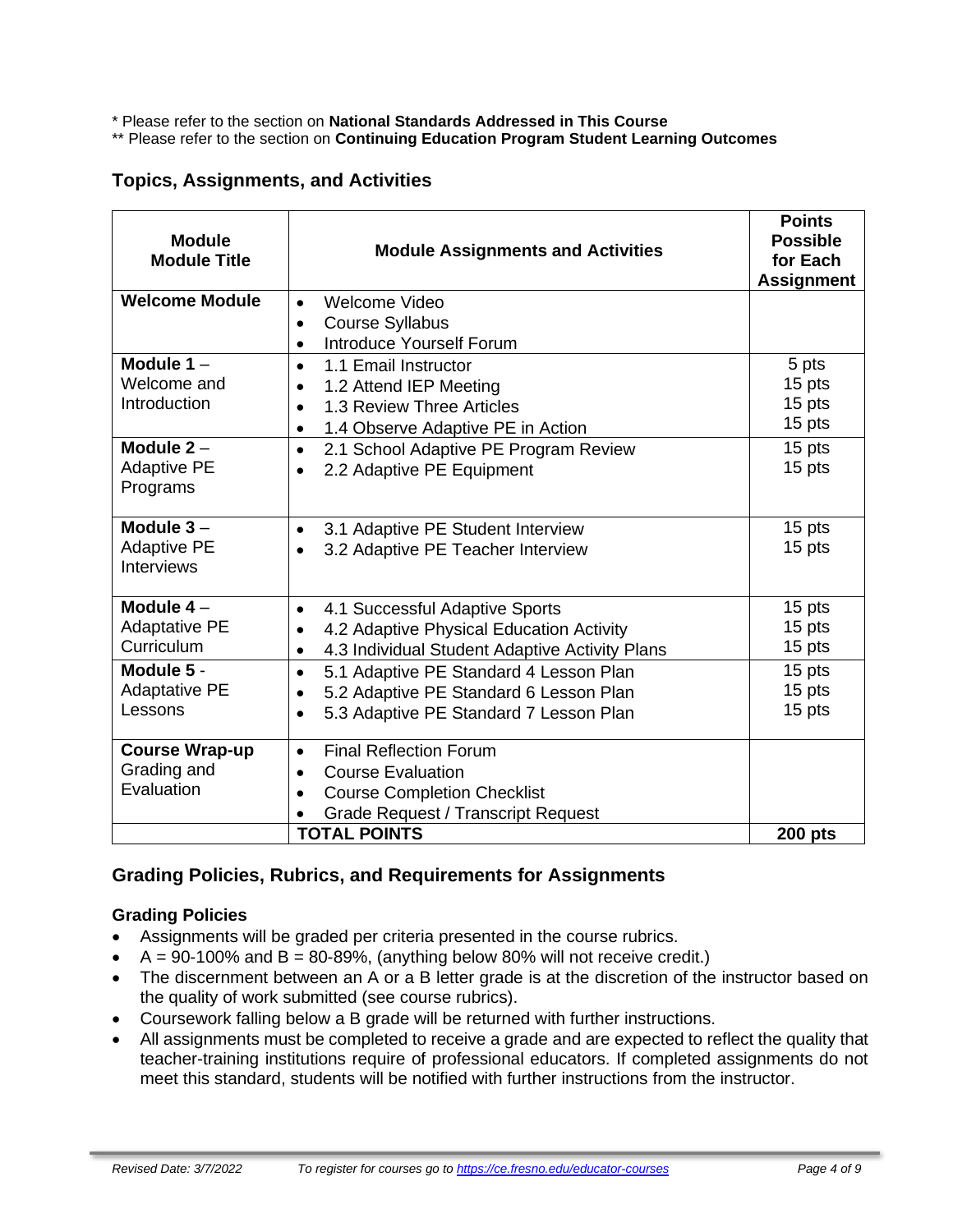\* Please refer to the section on **National Standards Addressed in This Course**
\*\* Please refer to the section on **Continuing Education Program Student Learning Outcomes**

## Topics, Assignments, and Activities

| Module<br>Module Title | Module Assignments and Activities | Points Possible for Each Assignment |
|---|---|---|
| **Welcome Module** | • Welcome Video<br>• Course Syllabus<br>• Introduce Yourself Forum | |
| **Module 1** – Welcome and Introduction | • 1.1 Email Instructor<br>• 1.2 Attend IEP Meeting<br>• 1.3 Review Three Articles<br>• 1.4 Observe Adaptive PE in Action | 5 pts<br>15 pts<br>15 pts<br>15 pts |
| **Module 2** – Adaptive PE Programs | • 2.1 School Adaptive PE Program Review<br>• 2.2 Adaptive PE Equipment | 15 pts<br>15 pts |
| **Module 3** – Adaptive PE Interviews | • 3.1 Adaptive PE Student Interview<br>• 3.2 Adaptive PE Teacher Interview | 15 pts<br>15 pts |
| **Module 4** – Adaptative PE Curriculum | • 4.1 Successful Adaptive Sports<br>• 4.2 Adaptive Physical Education Activity<br>• 4.3 Individual Student Adaptive Activity Plans | 15 pts<br>15 pts<br>15 pts |
| **Module 5** - Adaptative PE Lessons | • 5.1 Adaptive PE Standard 4 Lesson Plan<br>• 5.2 Adaptive PE Standard 6 Lesson Plan<br>• 5.3 Adaptive PE Standard 7 Lesson Plan | 15 pts<br>15 pts<br>15 pts |
| **Course Wrap-up** Grading and Evaluation | • Final Reflection Forum<br>• Course Evaluation<br>• Course Completion Checklist<br>• Grade Request / Transcript Request | |
| | **TOTAL POINTS** | **200 pts** |

## Grading Policies, Rubrics, and Requirements for Assignments

### Grading Policies

- Assignments will be graded per criteria presented in the course rubrics.
- A = 90-100% and B = 80-89%, (anything below 80% will not receive credit.)
- The discernment between an A or a B letter grade is at the discretion of the instructor based on the quality of work submitted (see course rubrics).
- Coursework falling below a B grade will be returned with further instructions.
- All assignments must be completed to receive a grade and are expected to reflect the quality that teacher-training institutions require of professional educators. If completed assignments do not meet this standard, students will be notified with further instructions from the instructor.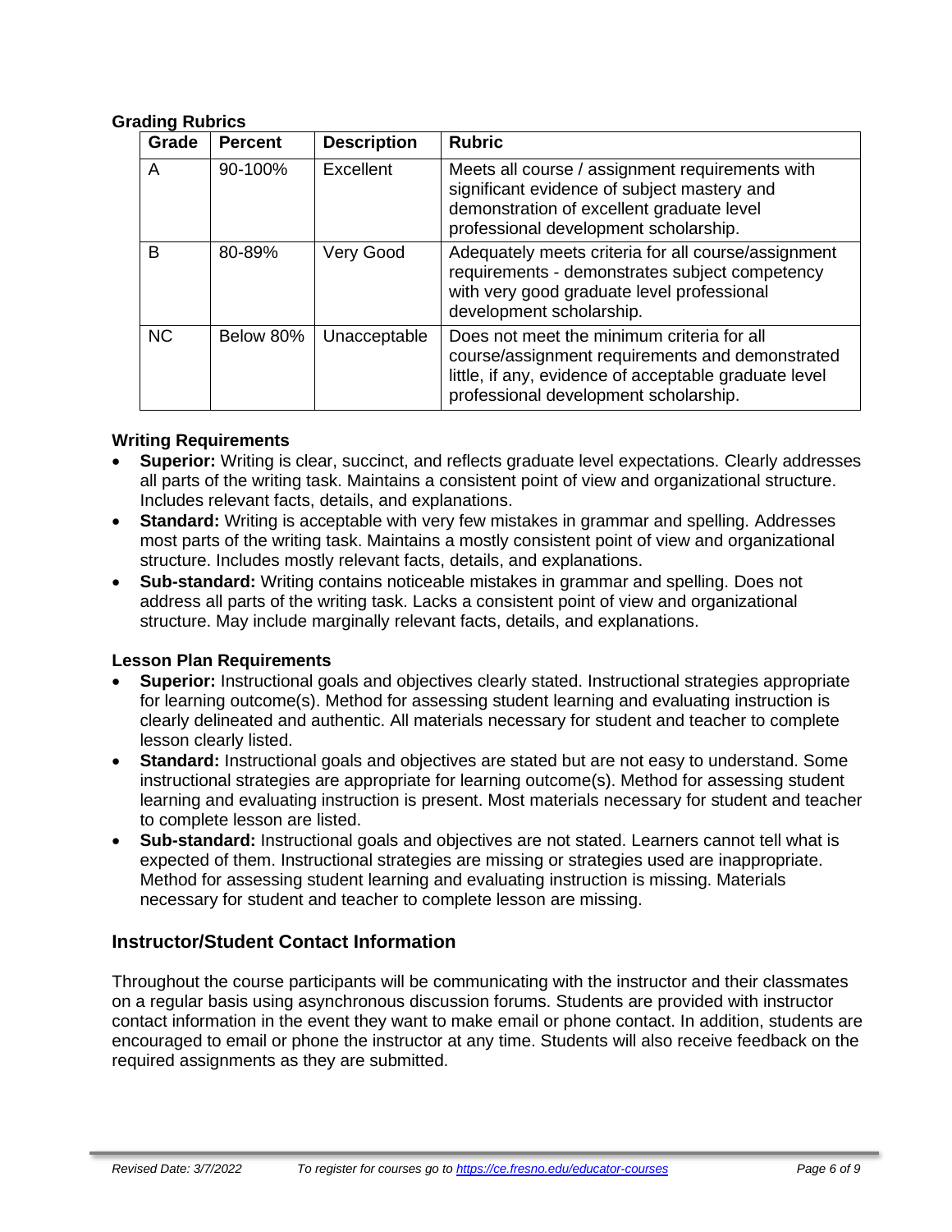### Grading Rubrics

| Grade | Percent | Description | Rubric |
|---|---|---|---|
| A | 90-100% | Excellent | Meets all course / assignment requirements with significant evidence of subject mastery and demonstration of excellent graduate level professional development scholarship. |
| B | 80-89% | Very Good | Adequately meets criteria for all course/assignment requirements - demonstrates subject competency with very good graduate level professional development scholarship. |
| NC | Below 80% | Unacceptable | Does not meet the minimum criteria for all course/assignment requirements and demonstrated little, if any, evidence of acceptable graduate level professional development scholarship. |

### Writing Requirements

- **Superior:** Writing is clear, succinct, and reflects graduate level expectations. Clearly addresses all parts of the writing task. Maintains a consistent point of view and organizational structure. Includes relevant facts, details, and explanations.
- **Standard:** Writing is acceptable with very few mistakes in grammar and spelling. Addresses most parts of the writing task. Maintains a mostly consistent point of view and organizational structure. Includes mostly relevant facts, details, and explanations.
- **Sub-standard:** Writing contains noticeable mistakes in grammar and spelling. Does not address all parts of the writing task. Lacks a consistent point of view and organizational structure. May include marginally relevant facts, details, and explanations.

### Lesson Plan Requirements

- **Superior:** Instructional goals and objectives clearly stated. Instructional strategies appropriate for learning outcome(s). Method for assessing student learning and evaluating instruction is clearly delineated and authentic. All materials necessary for student and teacher to complete lesson clearly listed.
- **Standard:** Instructional goals and objectives are stated but are not easy to understand. Some instructional strategies are appropriate for learning outcome(s). Method for assessing student learning and evaluating instruction is present. Most materials necessary for student and teacher to complete lesson are listed.
- **Sub-standard:** Instructional goals and objectives are not stated. Learners cannot tell what is expected of them. Instructional strategies are missing or strategies used are inappropriate. Method for assessing student learning and evaluating instruction is missing. Materials necessary for student and teacher to complete lesson are missing.

## Instructor/Student Contact Information

Throughout the course participants will be communicating with the instructor and their classmates on a regular basis using asynchronous discussion forums. Students are provided with instructor contact information in the event they want to make email or phone contact. In addition, students are encouraged to email or phone the instructor at any time. Students will also receive feedback on the required assignments as they are submitted.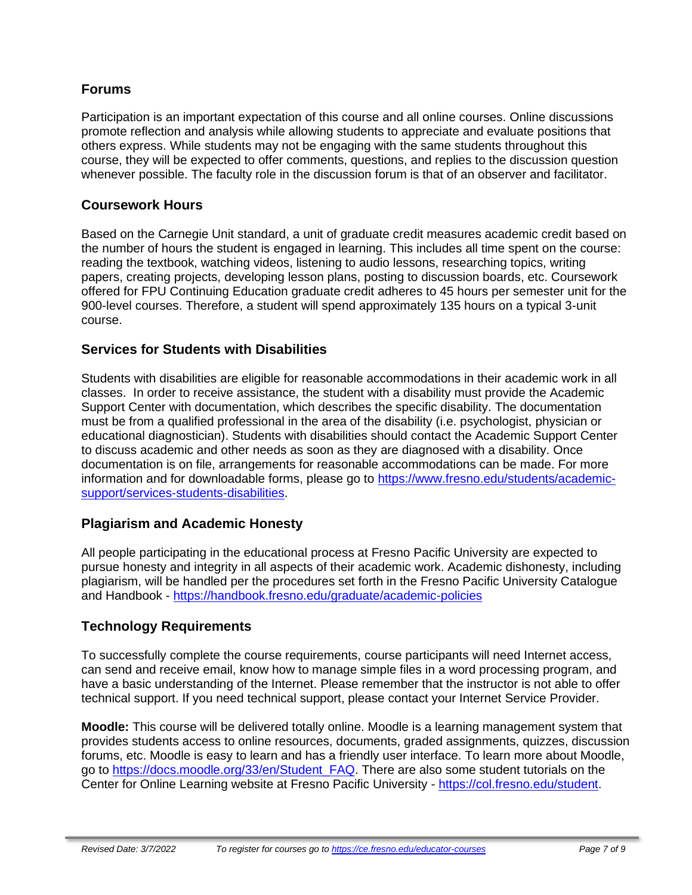## Forums

Participation is an important expectation of this course and all online courses. Online discussions promote reflection and analysis while allowing students to appreciate and evaluate positions that others express. While students may not be engaging with the same students throughout this course, they will be expected to offer comments, questions, and replies to the discussion question whenever possible. The faculty role in the discussion forum is that of an observer and facilitator.

## Coursework Hours

Based on the Carnegie Unit standard, a unit of graduate credit measures academic credit based on the number of hours the student is engaged in learning. This includes all time spent on the course: reading the textbook, watching videos, listening to audio lessons, researching topics, writing papers, creating projects, developing lesson plans, posting to discussion boards, etc. Coursework offered for FPU Continuing Education graduate credit adheres to 45 hours per semester unit for the 900-level courses. Therefore, a student will spend approximately 135 hours on a typical 3-unit course.

## Services for Students with Disabilities

Students with disabilities are eligible for reasonable accommodations in their academic work in all classes. In order to receive assistance, the student with a disability must provide the Academic Support Center with documentation, which describes the specific disability. The documentation must be from a qualified professional in the area of the disability (i.e. psychologist, physician or educational diagnostician). Students with disabilities should contact the Academic Support Center to discuss academic and other needs as soon as they are diagnosed with a disability. Once documentation is on file, arrangements for reasonable accommodations can be made. For more information and for downloadable forms, please go to https://www.fresno.edu/students/academic-support/services-students-disabilities.

## Plagiarism and Academic Honesty

All people participating in the educational process at Fresno Pacific University are expected to pursue honesty and integrity in all aspects of their academic work. Academic dishonesty, including plagiarism, will be handled per the procedures set forth in the Fresno Pacific University Catalogue and Handbook - https://handbook.fresno.edu/graduate/academic-policies

## Technology Requirements

To successfully complete the course requirements, course participants will need Internet access, can send and receive email, know how to manage simple files in a word processing program, and have a basic understanding of the Internet. Please remember that the instructor is not able to offer technical support. If you need technical support, please contact your Internet Service Provider.

**Moodle:** This course will be delivered totally online. Moodle is a learning management system that provides students access to online resources, documents, graded assignments, quizzes, discussion forums, etc. Moodle is easy to learn and has a friendly user interface. To learn more about Moodle, go to https://docs.moodle.org/33/en/Student_FAQ. There are also some student tutorials on the Center for Online Learning website at Fresno Pacific University - https://col.fresno.edu/student.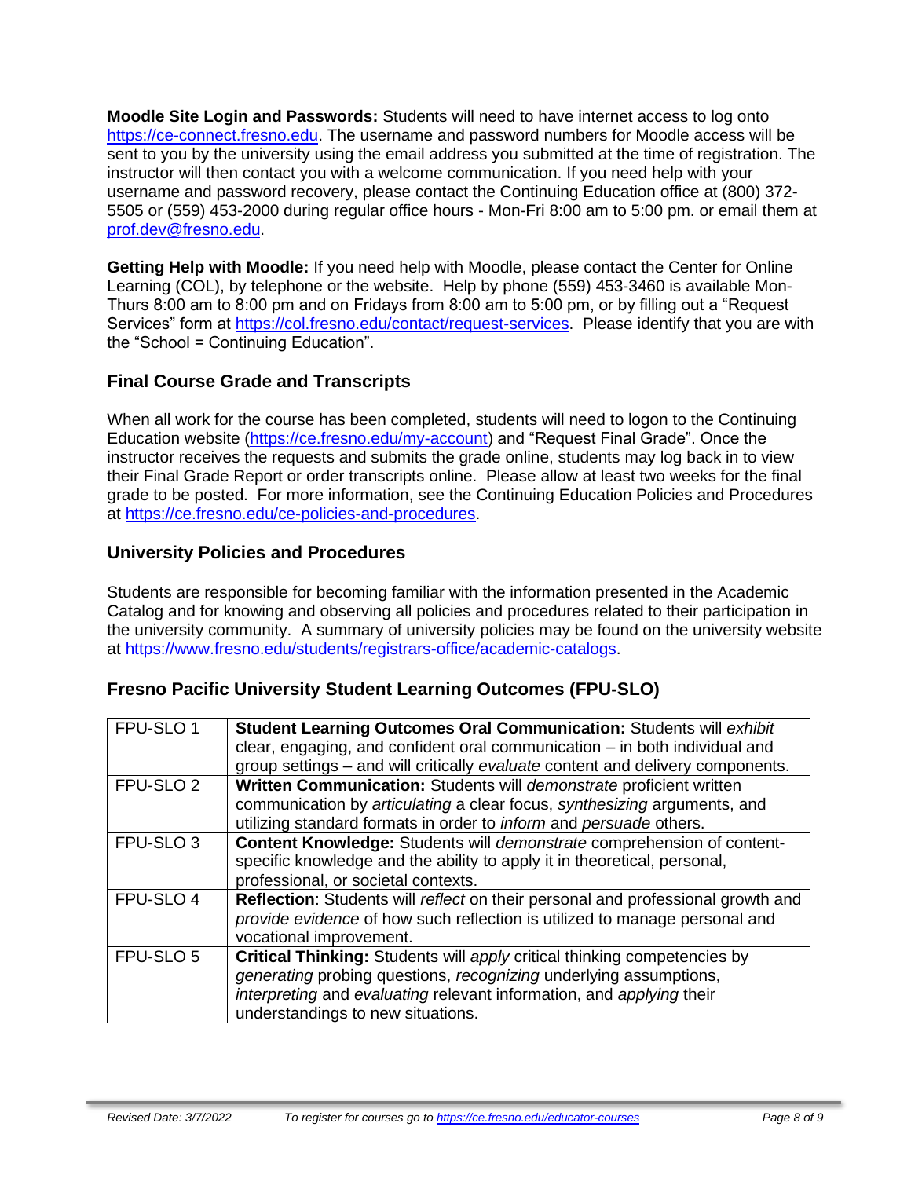**Moodle Site Login and Passwords:** Students will need to have internet access to log onto https://ce-connect.fresno.edu. The username and password numbers for Moodle access will be sent to you by the university using the email address you submitted at the time of registration. The instructor will then contact you with a welcome communication. If you need help with your username and password recovery, please contact the Continuing Education office at (800) 372-5505 or (559) 453-2000 during regular office hours - Mon-Fri 8:00 am to 5:00 pm. or email them at prof.dev@fresno.edu.

**Getting Help with Moodle:** If you need help with Moodle, please contact the Center for Online Learning (COL), by telephone or the website. Help by phone (559) 453-3460 is available Mon-Thurs 8:00 am to 8:00 pm and on Fridays from 8:00 am to 5:00 pm, or by filling out a "Request Services" form at https://col.fresno.edu/contact/request-services. Please identify that you are with the "School = Continuing Education".

## Final Course Grade and Transcripts

When all work for the course has been completed, students will need to logon to the Continuing Education website (https://ce.fresno.edu/my-account) and "Request Final Grade". Once the instructor receives the requests and submits the grade online, students may log back in to view their Final Grade Report or order transcripts online. Please allow at least two weeks for the final grade to be posted. For more information, see the Continuing Education Policies and Procedures at https://ce.fresno.edu/ce-policies-and-procedures.

## University Policies and Procedures

Students are responsible for becoming familiar with the information presented in the Academic Catalog and for knowing and observing all policies and procedures related to their participation in the university community. A summary of university policies may be found on the university website at https://www.fresno.edu/students/registrars-office/academic-catalogs.

## Fresno Pacific University Student Learning Outcomes (FPU-SLO)

| | |
|---|---|
| FPU-SLO 1 | **Student Learning Outcomes Oral Communication:** Students will *exhibit* clear, engaging, and confident oral communication – in both individual and group settings – and will critically *evaluate* content and delivery components. |
| FPU-SLO 2 | **Written Communication:** Students will *demonstrate* proficient written communication by *articulating* a clear focus, *synthesizing* arguments, and utilizing standard formats in order to *inform* and *persuade* others. |
| FPU-SLO 3 | **Content Knowledge:** Students will *demonstrate* comprehension of content-specific knowledge and the ability to apply it in theoretical, personal, professional, or societal contexts. |
| FPU-SLO 4 | **Reflection**: Students will *reflect* on their personal and professional growth and *provide evidence* of how such reflection is utilized to manage personal and vocational improvement. |
| FPU-SLO 5 | **Critical Thinking:** Students will *apply* critical thinking competencies by *generating* probing questions, *recognizing* underlying assumptions, *interpreting* and *evaluating* relevant information, and *applying* their understandings to new situations. |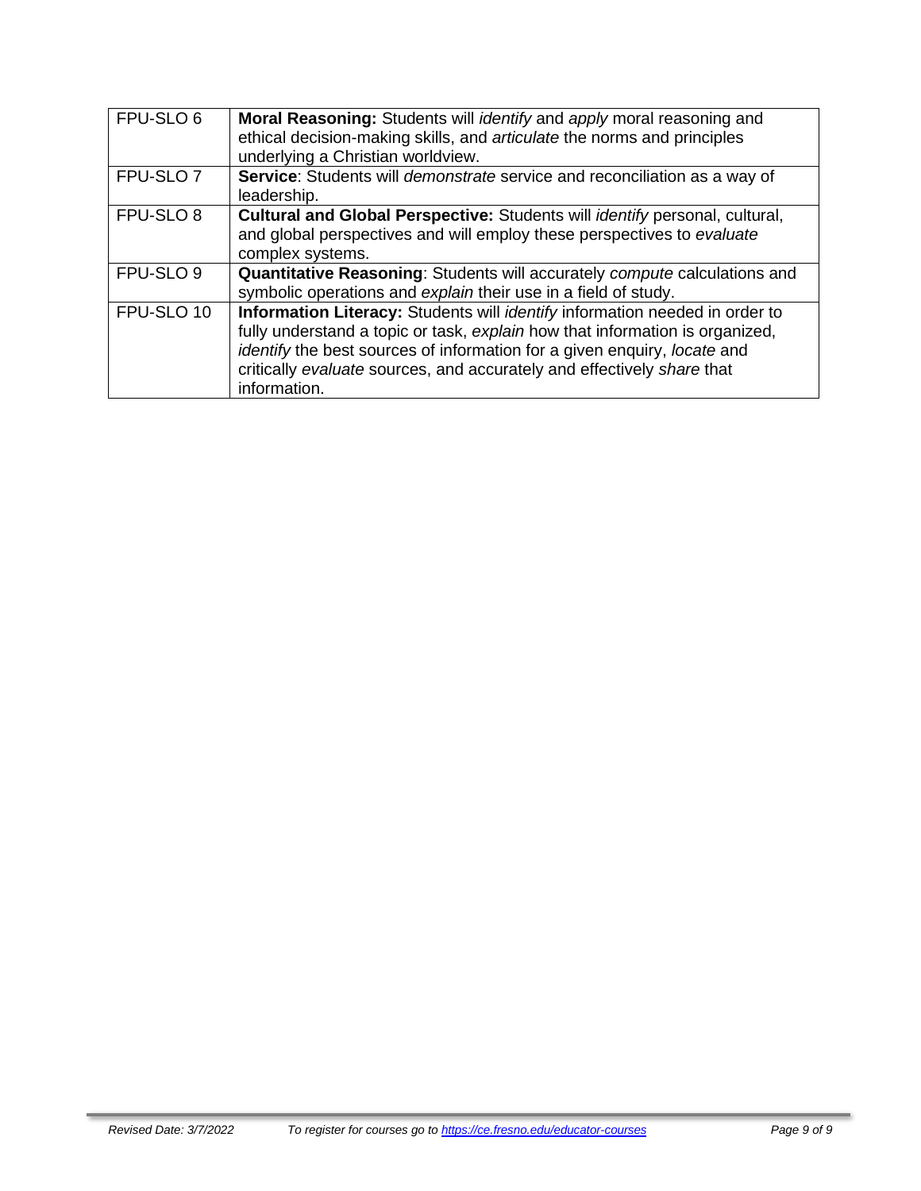| | |
|---|---|
| FPU-SLO 6 | **Moral Reasoning:** Students will *identify* and *apply* moral reasoning and ethical decision-making skills, and *articulate* the norms and principles underlying a Christian worldview. |
| FPU-SLO 7 | **Service**: Students will *demonstrate* service and reconciliation as a way of leadership. |
| FPU-SLO 8 | **Cultural and Global Perspective:** Students will *identify* personal, cultural, and global perspectives and will employ these perspectives to *evaluate* complex systems. |
| FPU-SLO 9 | **Quantitative Reasoning**: Students will accurately *compute* calculations and symbolic operations and *explain* their use in a field of study. |
| FPU-SLO 10 | **Information Literacy:** Students will *identify* information needed in order to fully understand a topic or task, *explain* how that information is organized, *identify* the best sources of information for a given enquiry, *locate* and critically *evaluate* sources, and accurately and effectively *share* that information. |